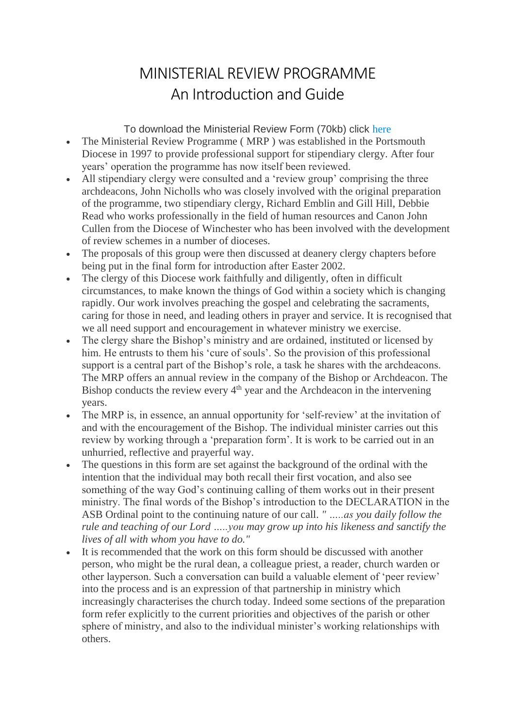# MINISTERIAL REVIEW PROGRAMME
## An Introduction and Guide

To download the Ministerial Review Form (70kb) click here

- The Ministerial Review Programme ( MRP ) was established in the Portsmouth Diocese in 1997 to provide professional support for stipendiary clergy. After four years' operation the programme has now itself been reviewed.
- All stipendiary clergy were consulted and a 'review group' comprising the three archdeacons, John Nicholls who was closely involved with the original preparation of the programme, two stipendiary clergy, Richard Emblin and Gill Hill, Debbie Read who works professionally in the field of human resources and Canon John Cullen from the Diocese of Winchester who has been involved with the development of review schemes in a number of dioceses.
- The proposals of this group were then discussed at deanery clergy chapters before being put in the final form for introduction after Easter 2002.
- The clergy of this Diocese work faithfully and diligently, often in difficult circumstances, to make known the things of God within a society which is changing rapidly. Our work involves preaching the gospel and celebrating the sacraments, caring for those in need, and leading others in prayer and service. It is recognised that we all need support and encouragement in whatever ministry we exercise.
- The clergy share the Bishop's ministry and are ordained, instituted or licensed by him. He entrusts to them his 'cure of souls'. So the provision of this professional support is a central part of the Bishop's role, a task he shares with the archdeacons. The MRP offers an annual review in the company of the Bishop or Archdeacon. The Bishop conducts the review every 4th year and the Archdeacon in the intervening years.
- The MRP is, in essence, an annual opportunity for 'self-review' at the invitation of and with the encouragement of the Bishop. The individual minister carries out this review by working through a 'preparation form'. It is work to be carried out in an unhurried, reflective and prayerful way.
- The questions in this form are set against the background of the ordinal with the intention that the individual may both recall their first vocation, and also see something of the way God's continuing calling of them works out in their present ministry. The final words of the Bishop's introduction to the DECLARATION in the ASB Ordinal point to the continuing nature of our call. *" .....as you daily follow the rule and teaching of our Lord .....you may grow up into his likeness and sanctify the lives of all with whom you have to do."*
- It is recommended that the work on this form should be discussed with another person, who might be the rural dean, a colleague priest, a reader, church warden or other layperson. Such a conversation can build a valuable element of 'peer review' into the process and is an expression of that partnership in ministry which increasingly characterises the church today. Indeed some sections of the preparation form refer explicitly to the current priorities and objectives of the parish or other sphere of ministry, and also to the individual minister's working relationships with others.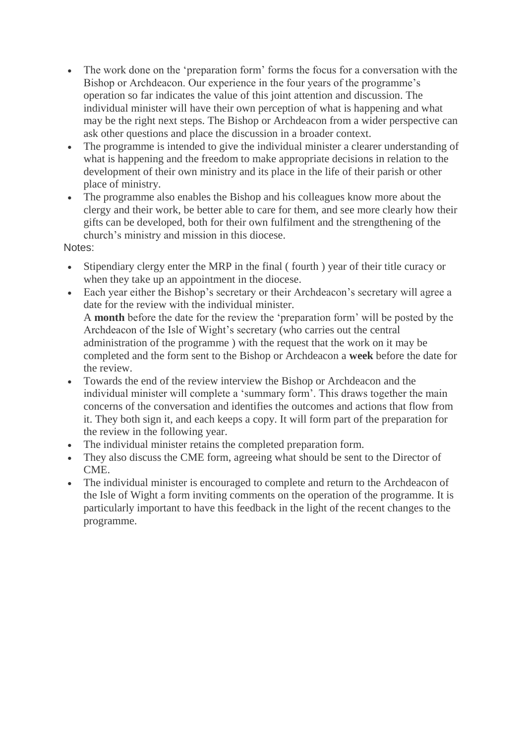- The work done on the 'preparation form' forms the focus for a conversation with the Bishop or Archdeacon. Our experience in the four years of the programme's operation so far indicates the value of this joint attention and discussion. The individual minister will have their own perception of what is happening and what may be the right next steps. The Bishop or Archdeacon from a wider perspective can ask other questions and place the discussion in a broader context.
- The programme is intended to give the individual minister a clearer understanding of what is happening and the freedom to make appropriate decisions in relation to the development of their own ministry and its place in the life of their parish or other place of ministry.
- The programme also enables the Bishop and his colleagues know more about the clergy and their work, be better able to care for them, and see more clearly how their gifts can be developed, both for their own fulfilment and the strengthening of the church's ministry and mission in this diocese.

Notes:

- Stipendiary clergy enter the MRP in the final ( fourth ) year of their title curacy or when they take up an appointment in the diocese.
- Each year either the Bishop's secretary or their Archdeacon's secretary will agree a date for the review with the individual minister.
  A **month** before the date for the review the 'preparation form' will be posted by the Archdeacon of the Isle of Wight's secretary (who carries out the central administration of the programme ) with the request that the work on it may be completed and the form sent to the Bishop or Archdeacon a **week** before the date for the review.
- Towards the end of the review interview the Bishop or Archdeacon and the individual minister will complete a 'summary form'. This draws together the main concerns of the conversation and identifies the outcomes and actions that flow from it. They both sign it, and each keeps a copy. It will form part of the preparation for the review in the following year.
- The individual minister retains the completed preparation form.
- They also discuss the CME form, agreeing what should be sent to the Director of CME.
- The individual minister is encouraged to complete and return to the Archdeacon of the Isle of Wight a form inviting comments on the operation of the programme. It is particularly important to have this feedback in the light of the recent changes to the programme.